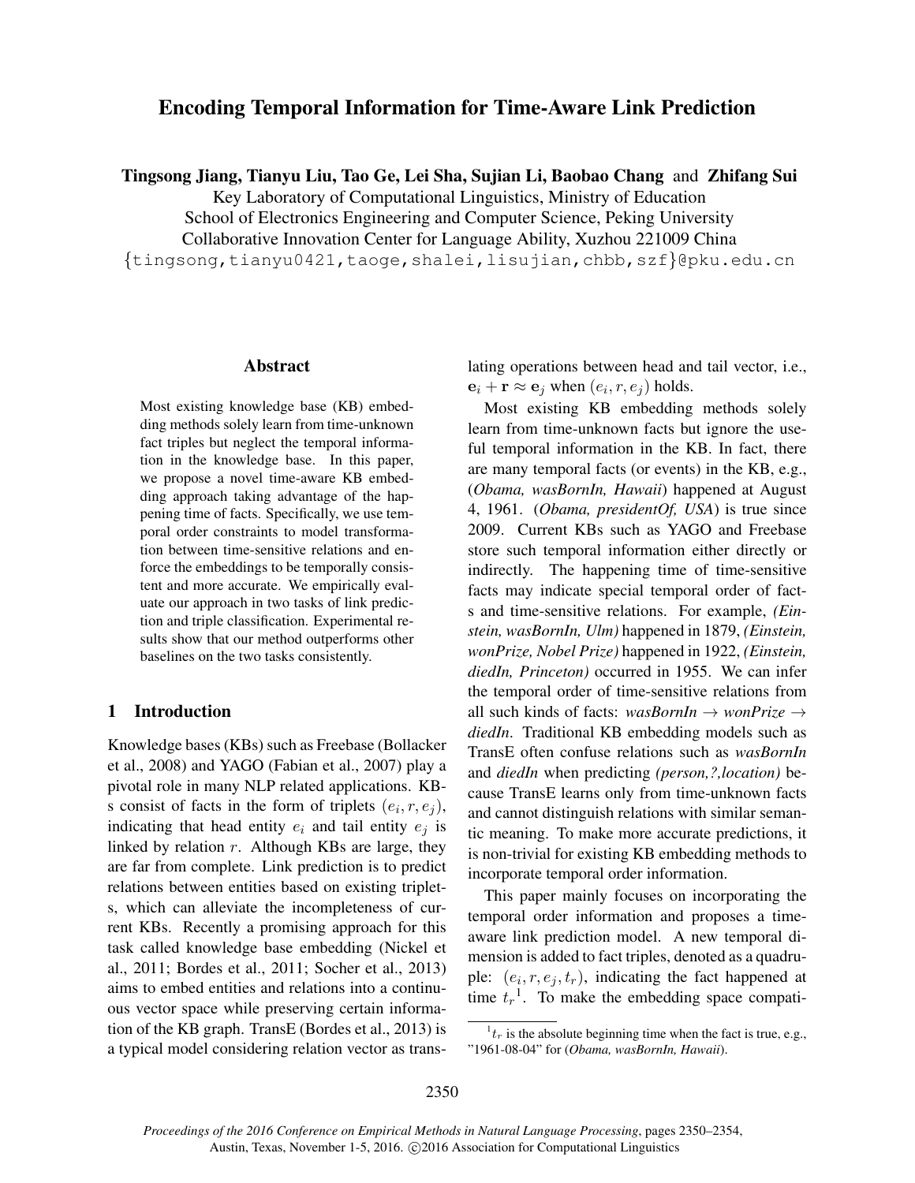# Encoding Temporal Information for Time-Aware Link Prediction

**Tingsong Jiang, Tianyu Liu, Tao Ge, Lei Sha, Sujian Li, Baobao Chang and Zhifang Sui**

Key Laboratory of Computational Linguistics, Ministry of Education
School of Electronics Engineering and Computer Science, Peking University
Collaborative Innovation Center for Language Ability, Xuzhou 221009 China
{tingsong,tianyu0421,taoge,shalei,lisujian,chbb,szf}@pku.edu.cn

## Abstract

Most existing knowledge base (KB) embedding methods solely learn from time-unknown fact triples but neglect the temporal information in the knowledge base. In this paper, we propose a novel time-aware KB embedding approach taking advantage of the happening time of facts. Specifically, we use temporal order constraints to model transformation between time-sensitive relations and enforce the embeddings to be temporally consistent and more accurate. We empirically evaluate our approach in two tasks of link prediction and triple classification. Experimental results show that our method outperforms other baselines on the two tasks consistently.

## 1 Introduction

Knowledge bases (KBs) such as Freebase (Bollacker et al., 2008) and YAGO (Fabian et al., 2007) play a pivotal role in many NLP related applications. KBs consist of facts in the form of triplets $(e_i, r, e_j)$, indicating that head entity $e_i$ and tail entity $e_j$ is linked by relation $r$. Although KBs are large, they are far from complete. Link prediction is to predict relations between entities based on existing triplets, which can alleviate the incompleteness of current KBs. Recently a promising approach for this task called knowledge base embedding (Nickel et al., 2011; Bordes et al., 2011; Socher et al., 2013) aims to embed entities and relations into a continuous vector space while preserving certain information of the KB graph. TransE (Bordes et al., 2013) is a typical model considering relation vector as translating operations between head and tail vector, i.e., $\mathbf{e}_i + \mathbf{r} \approx \mathbf{e}_j$ when $(e_i, r, e_j)$ holds.

Most existing KB embedding methods solely learn from time-unknown facts but ignore the useful temporal information in the KB. In fact, there are many temporal facts (or events) in the KB, e.g., (*Obama, wasBornIn, Hawaii*) happened at August 4, 1961. (*Obama, presidentOf, USA*) is true since 2009. Current KBs such as YAGO and Freebase store such temporal information either directly or indirectly. The happening time of time-sensitive facts may indicate special temporal order of facts and time-sensitive relations. For example, *(Einstein, wasBornIn, Ulm)* happened in 1879, *(Einstein, wonPrize, Nobel Prize)* happened in 1922, *(Einstein, diedIn, Princeton)* occurred in 1955. We can infer the temporal order of time-sensitive relations from all such kinds of facts: *wasBornIn* $\rightarrow$ *wonPrize* $\rightarrow$ *diedIn*. Traditional KB embedding models such as TransE often confuse relations such as *wasBornIn* and *diedIn* when predicting *(person,?,location)* because TransE learns only from time-unknown facts and cannot distinguish relations with similar semantic meaning. To make more accurate predictions, it is non-trivial for existing KB embedding methods to incorporate temporal order information.

This paper mainly focuses on incorporating the temporal order information and proposes a time-aware link prediction model. A new temporal dimension is added to fact triples, denoted as a quadruple: $(e_i, r, e_j, t_r)$, indicating the fact happened at time $t_r$[1]. To make the embedding space compati-

[1] $t_r$ is the absolute beginning time when the fact is true, e.g., "1961-08-04" for (*Obama, wasBornIn, Hawaii*).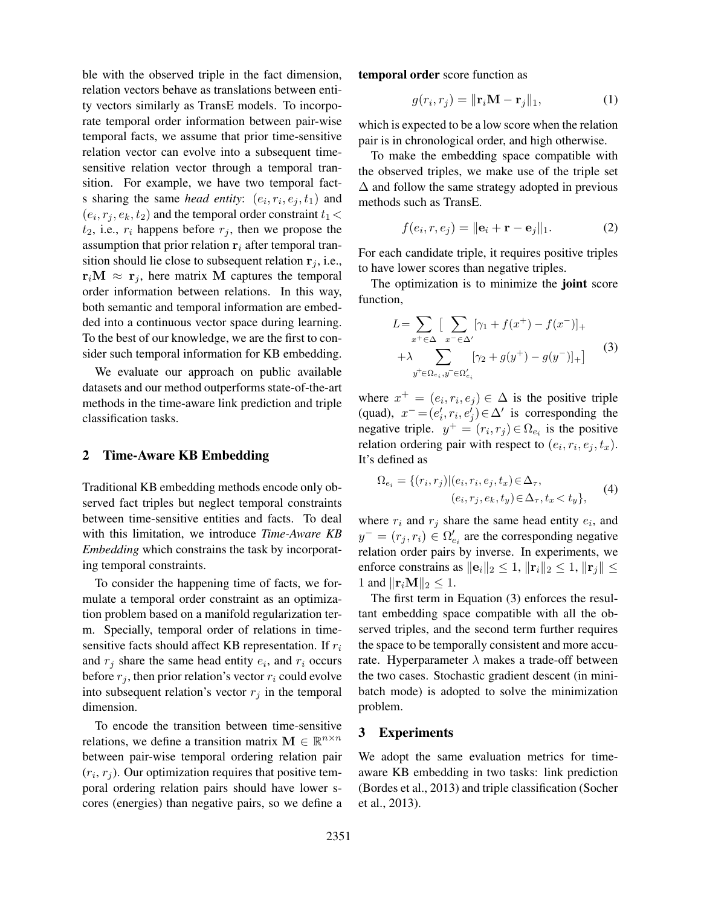ble with the observed triple in the fact dimension, relation vectors behave as translations between entity vectors similarly as TransE models. To incorporate temporal order information between pair-wise temporal facts, we assume that prior time-sensitive relation vector can evolve into a subsequent time-sensitive relation vector through a temporal transition. For example, we have two temporal facts sharing the same *head entity*: $(e_i, r_i, e_j, t_1)$ and $(e_i, r_j, e_k, t_2)$ and the temporal order constraint $t_1 < t_2$, i.e., $r_i$ happens before $r_j$, then we propose the assumption that prior relation $\mathbf{r}_i$ after temporal transition should lie close to subsequent relation $\mathbf{r}_j$, i.e., $\mathbf{r}_i\mathbf{M} \approx \mathbf{r}_j$, here matrix $\mathbf{M}$ captures the temporal order information between relations. In this way, both semantic and temporal information are embedded into a continuous vector space during learning. To the best of our knowledge, we are the first to consider such temporal information for KB embedding.

We evaluate our approach on public available datasets and our method outperforms state-of-the-art methods in the time-aware link prediction and triple classification tasks.

## 2 Time-Aware KB Embedding

Traditional KB embedding methods encode only observed fact triples but neglect temporal constraints between time-sensitive entities and facts. To deal with this limitation, we introduce *Time-Aware KB Embedding* which constrains the task by incorporating temporal constraints.

To consider the happening time of facts, we formulate a temporal order constraint as an optimization problem based on a manifold regularization term. Specially, temporal order of relations in time-sensitive facts should affect KB representation. If $r_i$ and $r_j$ share the same head entity $e_i$, and $r_i$ occurs before $r_j$, then prior relation's vector $r_i$ could evolve into subsequent relation's vector $r_j$ in the temporal dimension.

To encode the transition between time-sensitive relations, we define a transition matrix $\mathbf{M} \in \mathbb{R}^{n \times n}$ between pair-wise temporal ordering relation pair $(r_i, r_j)$. Our optimization requires that positive temporal ordering relation pairs should have lower scores (energies) than negative pairs, so we define a **temporal order** score function as

$$g(r_i, r_j) = \|\mathbf{r}_i\mathbf{M} - \mathbf{r}_j\|_1, \tag{1}$$

which is expected to be a low score when the relation pair is in chronological order, and high otherwise.

To make the embedding space compatible with the observed triples, we make use of the triple set $\Delta$ and follow the same strategy adopted in previous methods such as TransE.

$$f(e_i, r, e_j) = \|\mathbf{e}_i + \mathbf{r} - \mathbf{e}_j\|_1. \tag{2}$$

For each candidate triple, it requires positive triples to have lower scores than negative triples.

The optimization is to minimize the **joint** score function,

$$\begin{aligned} L = \sum_{x^+ \in \Delta} \Big[ & \sum_{x^- \in \Delta'} [\gamma_1 + f(x^+) - f(x^-)]_+ \\ & + \lambda \sum_{y^+ \in \Omega_{e_i}, y^- \in \Omega'_{e_i}} [\gamma_2 + g(y^+) - g(y^-)]_+ \Big] \end{aligned} \tag{3}$$

where $x^+ = (e_i, r_i, e_j) \in \Delta$ is the positive triple (quad), $x^- = (e'_i, r_i, e'_j) \in \Delta'$ is corresponding the negative triple. $y^+ = (r_i, r_j) \in \Omega_{e_i}$ is the positive relation ordering pair with respect to $(e_i, r_i, e_j, t_x)$. It's defined as

$$\begin{aligned} \Omega_{e_i} = \{(r_i, r_j) | & (e_i, r_i, e_j, t_x) \in \Delta_\tau, \\ & (e_i, r_j, e_k, t_y) \in \Delta_\tau, t_x < t_y\}, \end{aligned} \tag{4}$$

where $r_i$ and $r_j$ share the same head entity $e_i$, and $y^- = (r_j, r_i) \in \Omega'_{e_i}$ are the corresponding negative relation order pairs by inverse. In experiments, we enforce constrains as $\|\mathbf{e}_i\|_2 \leq 1$, $\|\mathbf{r}_i\|_2 \leq 1$, $\|\mathbf{r}_j\| \leq 1$ and $\|\mathbf{r}_i\mathbf{M}\|_2 \leq 1$.

The first term in Equation (3) enforces the resultant embedding space compatible with all the observed triples, and the second term further requires the space to be temporally consistent and more accurate. Hyperparameter $\lambda$ makes a trade-off between the two cases. Stochastic gradient descent (in mini-batch mode) is adopted to solve the minimization problem.

## 3 Experiments

We adopt the same evaluation metrics for time-aware KB embedding in two tasks: link prediction (Bordes et al., 2013) and triple classification (Socher et al., 2013).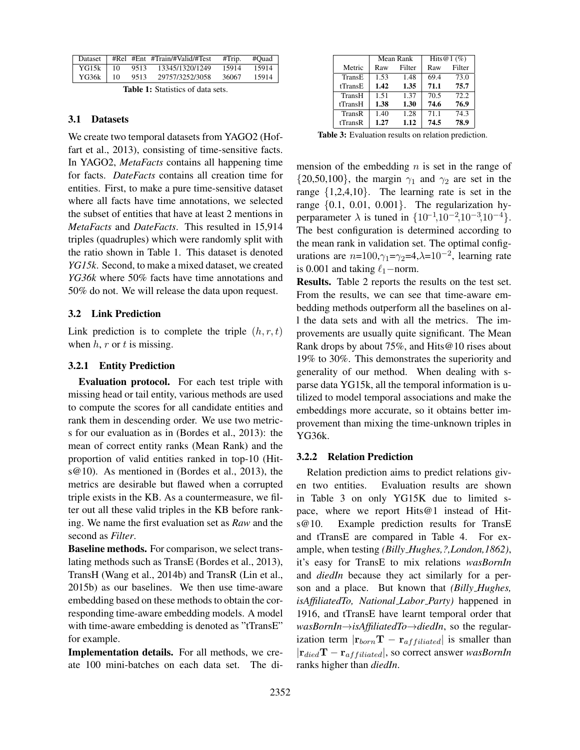| Dataset | #Rel | #Ent | #Train/#Valid/#Test | #Trip. | #Quad |
|---|---|---|---|---|---|
| YG15k | 10 | 9513 | 13345/1320/1249 | 15914 | 15914 |
| YG36k | 10 | 9513 | 29757/3252/3058 | 36067 | 15914 |

**Table 1:** Statistics of data sets.

### 3.1 Datasets

We create two temporal datasets from YAGO2 (Hoffart et al., 2013), consisting of time-sensitive facts. In YAGO2, *MetaFacts* contains all happening time for facts. *DateFacts* contains all creation time for entities. First, to make a pure time-sensitive dataset where all facts have time annotations, we selected the subset of entities that have at least 2 mentions in *MetaFacts* and *DateFacts*. This resulted in 15,914 triples (quadruples) which were randomly split with the ratio shown in Table 1. This dataset is denoted *YG15k*. Second, to make a mixed dataset, we created *YG36k* where 50% facts have time annotations and 50% do not. We will release the data upon request.

### 3.2 Link Prediction

Link prediction is to complete the triple $(h, r, t)$ when $h$, $r$ or $t$ is missing.

#### 3.2.1 Entity Prediction

**Evaluation protocol.** For each test triple with missing head or tail entity, various methods are used to compute the scores for all candidate entities and rank them in descending order. We use two metrics for our evaluation as in (Bordes et al., 2013): the mean of correct entity ranks (Mean Rank) and the proportion of valid entities ranked in top-10 (Hits@10). As mentioned in (Bordes et al., 2013), the metrics are desirable but flawed when a corrupted triple exists in the KB. As a countermeasure, we filter out all these valid triples in the KB before ranking. We name the first evaluation set as *Raw* and the second as *Filter*.

**Baseline methods.** For comparison, we select translating methods such as TransE (Bordes et al., 2013), TransH (Wang et al., 2014b) and TransR (Lin et al., 2015b) as our baselines. We then use time-aware embedding based on these methods to obtain the corresponding time-aware embedding models. A model with time-aware embedding is denoted as "tTransE" for example.

**Implementation details.** For all methods, we create 100 mini-batches on each data set. The dimension of the embedding $n$ is set in the range of $\{20,50,100\}$, the margin $\gamma_1$ and $\gamma_2$ are set in the range $\{1,2,4,10\}$. The learning rate is set in the range $\{0.1, 0.01, 0.001\}$. The regularization hyperparameter $\lambda$ is tuned in $\{10^{-1},10^{-2},10^{-3},10^{-4}\}$. The best configuration is determined according to the mean rank in validation set. The optimal configurations are $n$=100,$\gamma_1$=$\gamma_2$=4,$\lambda$=$10^{-2}$, learning rate is 0.001 and taking $\ell_1$−norm.

**Results.** Table 2 reports the results on the test set. From the results, we can see that time-aware embedding methods outperform all the baselines on all the data sets and with all the metrics. The improvements are usually quite significant. The Mean Rank drops by about 75%, and Hits@10 rises about 19% to 30%. This demonstrates the superiority and generality of our method. When dealing with sparse data YG15k, all the temporal information is utilized to model temporal associations and make the embeddings more accurate, so it obtains better improvement than mixing the time-unknown triples in YG36k.

| Metric | Mean Rank | | Hits@1 (%) | |
|---|---|---|---|---|
| | Raw | Filter | Raw | Filter |
| TransE | 1.53 | 1.48 | 69.4 | 73.0 |
| tTransE | **1.42** | **1.35** | **71.1** | **75.7** |
| TransH | 1.51 | 1.37 | 70.5 | 72.2 |
| tTransH | **1.38** | **1.30** | **74.6** | **76.9** |
| TransR | 1.40 | 1.28 | 71.1 | 74.3 |
| tTransR | **1.27** | **1.12** | **74.5** | **78.9** |

**Table 3:** Evaluation results on relation prediction.

#### 3.2.2 Relation Prediction

Relation prediction aims to predict relations given two entities. Evaluation results are shown in Table 3 on only YG15K due to limited space, where we report Hits@1 instead of Hits@10. Example prediction results for TransE and tTransE are compared in Table 4. For example, when testing *(Billy_Hughes,?,London,1862)*, it's easy for TransE to mix relations *wasBornIn* and *diedIn* because they act similarly for a person and a place. But known that *(Billy_Hughes, isAffiliatedTo, National_Labor_Party)* happened in 1916, and tTransE have learnt temporal order that *wasBornIn*→*isAffiliatedTo*→*diedIn*, so the regularization term $|\mathbf{r}_{born}\mathbf{T} - \mathbf{r}_{affiliated}|$ is smaller than $|\mathbf{r}_{died}\mathbf{T} - \mathbf{r}_{affiliated}|$, so correct answer *wasBornIn* ranks higher than *diedIn*.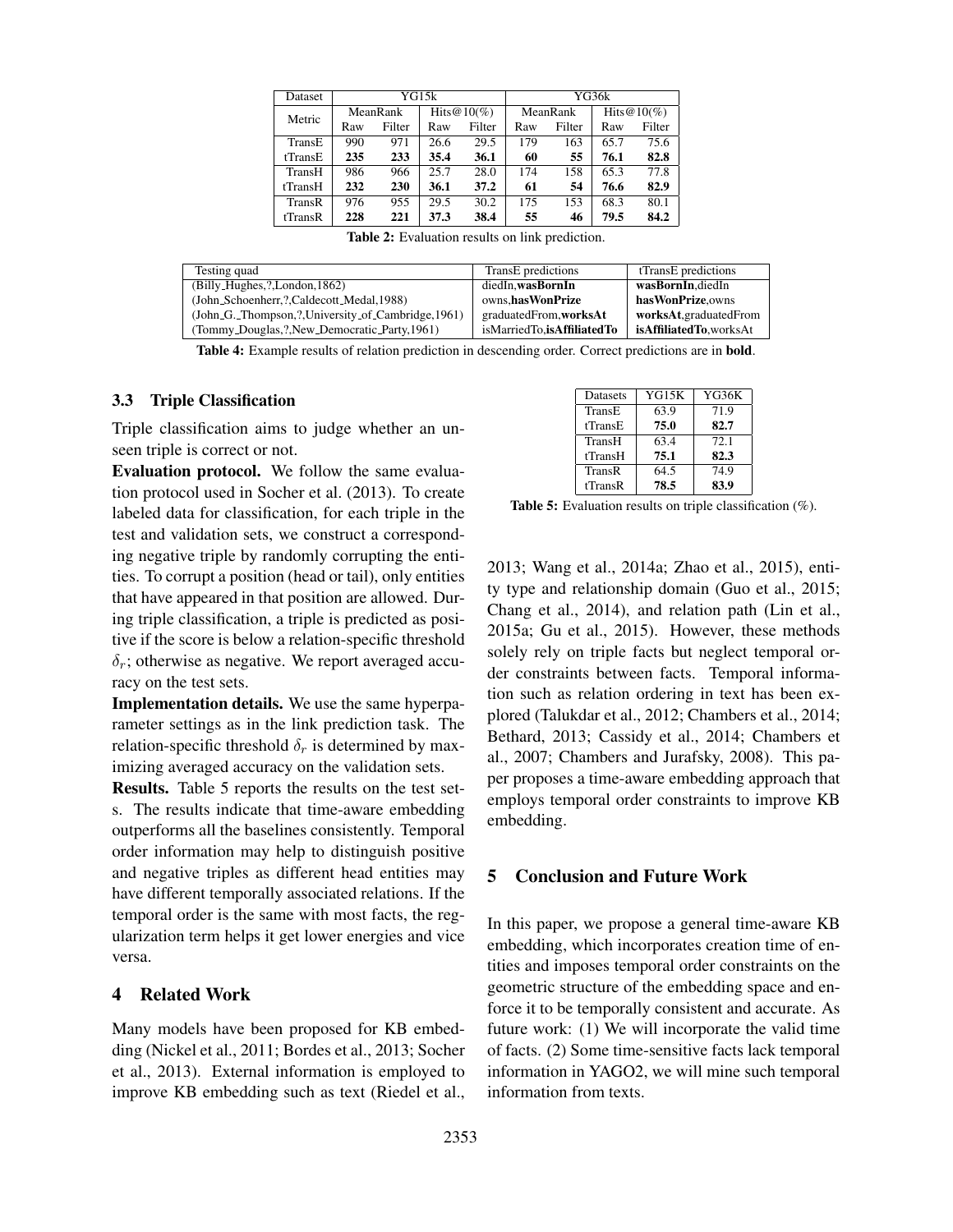| Dataset | YG15k | | | | YG36k | | | |
|---|---|---|---|---|---|---|---|---|
| Metric | MeanRank | | Hits@10(%) | | MeanRank | | Hits@10(%) | |
| | Raw | Filter | Raw | Filter | Raw | Filter | Raw | Filter |
| TransE | 990 | 971 | 26.6 | 29.5 | 179 | 163 | 65.7 | 75.6 |
| tTransE | **235** | **233** | **35.4** | **36.1** | **60** | **55** | **76.1** | **82.8** |
| TransH | 986 | 966 | 25.7 | 28.0 | 174 | 158 | 65.3 | 77.8 |
| tTransH | **232** | **230** | **36.1** | **37.2** | **61** | **54** | **76.6** | **82.9** |
| TransR | 976 | 955 | 29.5 | 30.2 | 175 | 153 | 68.3 | 80.1 |
| tTransR | **228** | **221** | **37.3** | **38.4** | **55** | **46** | **79.5** | **84.2** |

**Table 2:** Evaluation results on link prediction.

| Testing quad | TransE predictions | tTransE predictions |
|---|---|---|
| (Billy_Hughes,?,London,1862) | diedIn,**wasBornIn** | **wasBornIn**,diedIn |
| (John_Schoenherr,?,Caldecott_Medal,1988) | owns,**hasWonPrize** | **hasWonPrize**,owns |
| (John_G._Thompson,?,University_of_Cambridge,1961) | graduatedFrom,**worksAt** | **worksAt**,graduatedFrom |
| (Tommy_Douglas,?,New_Democratic_Party,1961) | isMarriedTo,**isAffiliatedTo** | **isAffiliatedTo**,worksAt |

**Table 4:** Example results of relation prediction in descending order. Correct predictions are in **bold**.

### 3.3 Triple Classification

Triple classification aims to judge whether an unseen triple is correct or not.

**Evaluation protocol.** We follow the same evaluation protocol used in Socher et al. (2013). To create labeled data for classification, for each triple in the test and validation sets, we construct a corresponding negative triple by randomly corrupting the entities. To corrupt a position (head or tail), only entities that have appeared in that position are allowed. During triple classification, a triple is predicted as positive if the score is below a relation-specific threshold $\delta_r$; otherwise as negative. We report averaged accuracy on the test sets.

**Implementation details.** We use the same hyperparameter settings as in the link prediction task. The relation-specific threshold $\delta_r$ is determined by maximizing averaged accuracy on the validation sets.

**Results.** Table 5 reports the results on the test sets. The results indicate that time-aware embedding outperforms all the baselines consistently. Temporal order information may help to distinguish positive and negative triples as different head entities may have different temporally associated relations. If the temporal order is the same with most facts, the regularization term helps it get lower energies and vice versa.

| Datasets | YG15K | YG36K |
|---|---|---|
| TransE | 63.9 | 71.9 |
| tTransE | **75.0** | **82.7** |
| TransH | 63.4 | 72.1 |
| tTransH | **75.1** | **82.3** |
| TransR | 64.5 | 74.9 |
| tTransR | **78.5** | **83.9** |

**Table 5:** Evaluation results on triple classification (%).

## 4 Related Work

Many models have been proposed for KB embedding (Nickel et al., 2011; Bordes et al., 2013; Socher et al., 2013). External information is employed to improve KB embedding such as text (Riedel et al., 2013; Wang et al., 2014a; Zhao et al., 2015), entity type and relationship domain (Guo et al., 2015; Chang et al., 2014), and relation path (Lin et al., 2015a; Gu et al., 2015). However, these methods solely rely on triple facts but neglect temporal order constraints between facts. Temporal information such as relation ordering in text has been explored (Talukdar et al., 2012; Chambers et al., 2014; Bethard, 2013; Cassidy et al., 2014; Chambers et al., 2007; Chambers and Jurafsky, 2008). This paper proposes a time-aware embedding approach that employs temporal order constraints to improve KB embedding.

## 5 Conclusion and Future Work

In this paper, we propose a general time-aware KB embedding, which incorporates creation time of entities and imposes temporal order constraints on the geometric structure of the embedding space and enforce it to be temporally consistent and accurate. As future work: (1) We will incorporate the valid time of facts. (2) Some time-sensitive facts lack temporal information in YAGO2, we will mine such temporal information from texts.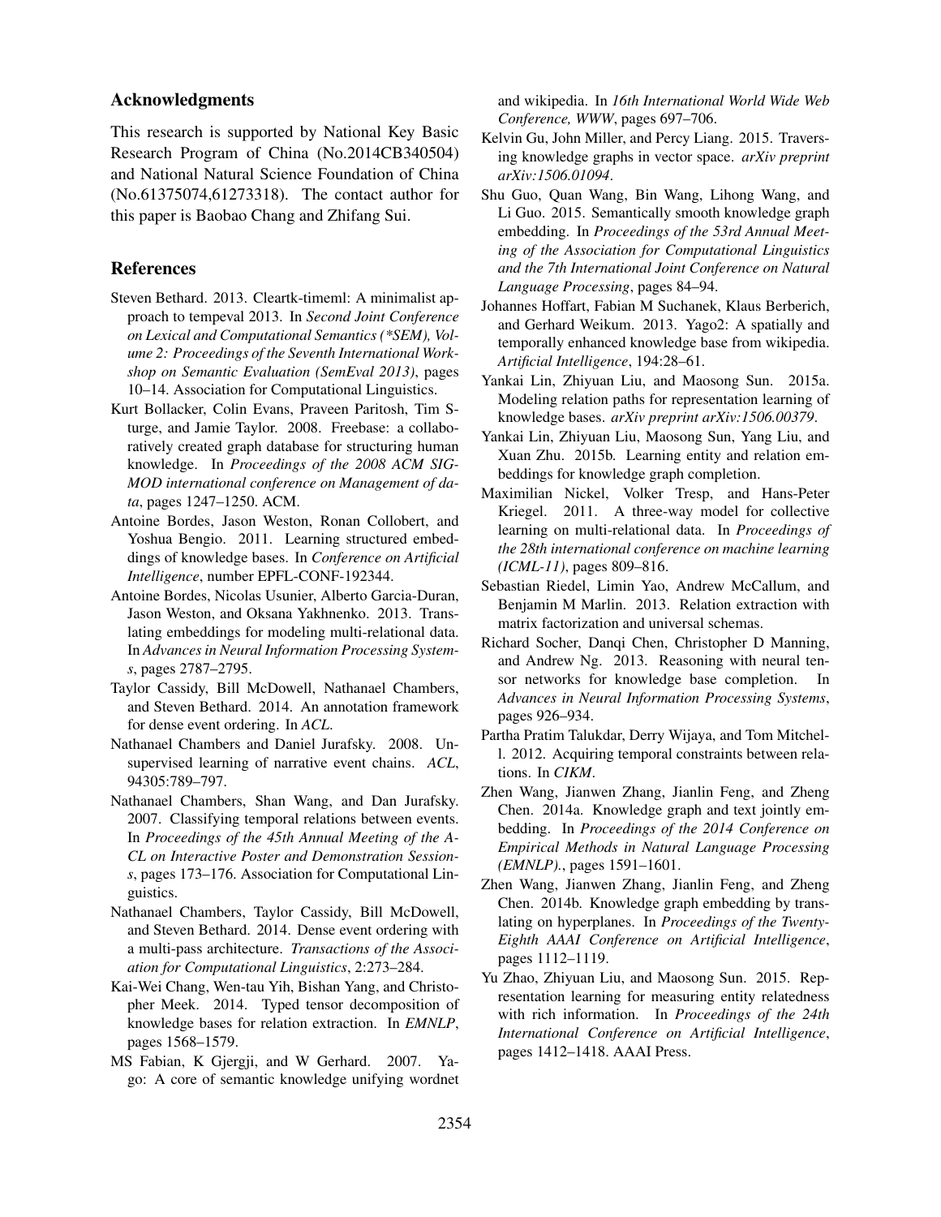## Acknowledgments

This research is supported by National Key Basic Research Program of China (No.2014CB340504) and National Natural Science Foundation of China (No.61375074,61273318). The contact author for this paper is Baobao Chang and Zhifang Sui.

## References

Steven Bethard. 2013. Cleartk-timeml: A minimalist approach to tempeval 2013. In *Second Joint Conference on Lexical and Computational Semantics (*SEM), Volume 2: Proceedings of the Seventh International Workshop on Semantic Evaluation (SemEval 2013)*, pages 10–14. Association for Computational Linguistics.

Kurt Bollacker, Colin Evans, Praveen Paritosh, Tim Sturge, and Jamie Taylor. 2008. Freebase: a collaboratively created graph database for structuring human knowledge. In *Proceedings of the 2008 ACM SIGMOD international conference on Management of data*, pages 1247–1250. ACM.

Antoine Bordes, Jason Weston, Ronan Collobert, and Yoshua Bengio. 2011. Learning structured embeddings of knowledge bases. In *Conference on Artificial Intelligence*, number EPFL-CONF-192344.

Antoine Bordes, Nicolas Usunier, Alberto Garcia-Duran, Jason Weston, and Oksana Yakhnenko. 2013. Translating embeddings for modeling multi-relational data. In *Advances in Neural Information Processing Systems*, pages 2787–2795.

Taylor Cassidy, Bill McDowell, Nathanael Chambers, and Steven Bethard. 2014. An annotation framework for dense event ordering. In *ACL*.

Nathanael Chambers and Daniel Jurafsky. 2008. Unsupervised learning of narrative event chains. *ACL*, 94305:789–797.

Nathanael Chambers, Shan Wang, and Dan Jurafsky. 2007. Classifying temporal relations between events. In *Proceedings of the 45th Annual Meeting of the ACL on Interactive Poster and Demonstration Sessions*, pages 173–176. Association for Computational Linguistics.

Nathanael Chambers, Taylor Cassidy, Bill McDowell, and Steven Bethard. 2014. Dense event ordering with a multi-pass architecture. *Transactions of the Association for Computational Linguistics*, 2:273–284.

Kai-Wei Chang, Wen-tau Yih, Bishan Yang, and Christopher Meek. 2014. Typed tensor decomposition of knowledge bases for relation extraction. In *EMNLP*, pages 1568–1579.

MS Fabian, K Gjergji, and W Gerhard. 2007. Yago: A core of semantic knowledge unifying wordnet and wikipedia. In *16th International World Wide Web Conference, WWW*, pages 697–706.

Kelvin Gu, John Miller, and Percy Liang. 2015. Traversing knowledge graphs in vector space. *arXiv preprint arXiv:1506.01094*.

Shu Guo, Quan Wang, Bin Wang, Lihong Wang, and Li Guo. 2015. Semantically smooth knowledge graph embedding. In *Proceedings of the 53rd Annual Meeting of the Association for Computational Linguistics and the 7th International Joint Conference on Natural Language Processing*, pages 84–94.

Johannes Hoffart, Fabian M Suchanek, Klaus Berberich, and Gerhard Weikum. 2013. Yago2: A spatially and temporally enhanced knowledge base from wikipedia. *Artificial Intelligence*, 194:28–61.

Yankai Lin, Zhiyuan Liu, and Maosong Sun. 2015a. Modeling relation paths for representation learning of knowledge bases. *arXiv preprint arXiv:1506.00379*.

Yankai Lin, Zhiyuan Liu, Maosong Sun, Yang Liu, and Xuan Zhu. 2015b. Learning entity and relation embeddings for knowledge graph completion.

Maximilian Nickel, Volker Tresp, and Hans-Peter Kriegel. 2011. A three-way model for collective learning on multi-relational data. In *Proceedings of the 28th international conference on machine learning (ICML-11)*, pages 809–816.

Sebastian Riedel, Limin Yao, Andrew McCallum, and Benjamin M Marlin. 2013. Relation extraction with matrix factorization and universal schemas.

Richard Socher, Danqi Chen, Christopher D Manning, and Andrew Ng. 2013. Reasoning with neural tensor networks for knowledge base completion. In *Advances in Neural Information Processing Systems*, pages 926–934.

Partha Pratim Talukdar, Derry Wijaya, and Tom Mitchell. 2012. Acquiring temporal constraints between relations. In *CIKM*.

Zhen Wang, Jianwen Zhang, Jianlin Feng, and Zheng Chen. 2014a. Knowledge graph and text jointly embedding. In *Proceedings of the 2014 Conference on Empirical Methods in Natural Language Processing (EMNLP).*, pages 1591–1601.

Zhen Wang, Jianwen Zhang, Jianlin Feng, and Zheng Chen. 2014b. Knowledge graph embedding by translating on hyperplanes. In *Proceedings of the Twenty-Eighth AAAI Conference on Artificial Intelligence*, pages 1112–1119.

Yu Zhao, Zhiyuan Liu, and Maosong Sun. 2015. Representation learning for measuring entity relatedness with rich information. In *Proceedings of the 24th International Conference on Artificial Intelligence*, pages 1412–1418. AAAI Press.